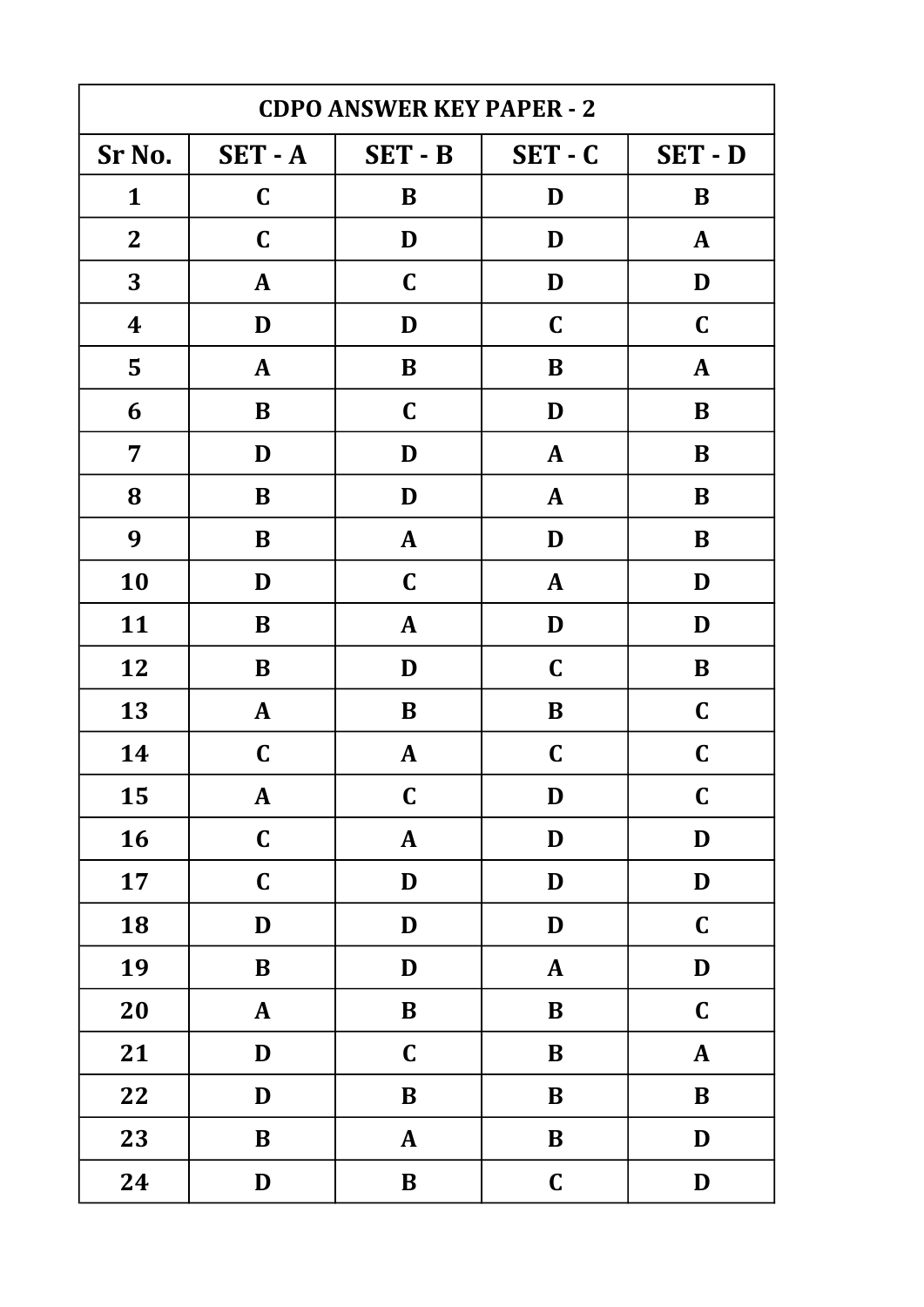| CDPO ANSWER KEY PAPER - 2 | | | | |
|---|---|---|---|---|
| **Sr No.** | **SET - A** | **SET - B** | **SET - C** | **SET - D** |
| 1 | C | B | D | B |
| 2 | C | D | D | A |
| 3 | A | C | D | D |
| 4 | D | D | C | C |
| 5 | A | B | B | A |
| 6 | B | C | D | B |
| 7 | D | D | A | B |
| 8 | B | D | A | B |
| 9 | B | A | D | B |
| 10 | D | C | A | D |
| 11 | B | A | D | D |
| 12 | B | D | C | B |
| 13 | A | B | B | C |
| 14 | C | A | C | C |
| 15 | A | C | D | C |
| 16 | C | A | D | D |
| 17 | C | D | D | D |
| 18 | D | D | D | C |
| 19 | B | D | A | D |
| 20 | A | B | B | C |
| 21 | D | C | B | A |
| 22 | D | B | B | B |
| 23 | B | A | B | D |
| 24 | D | B | C | D |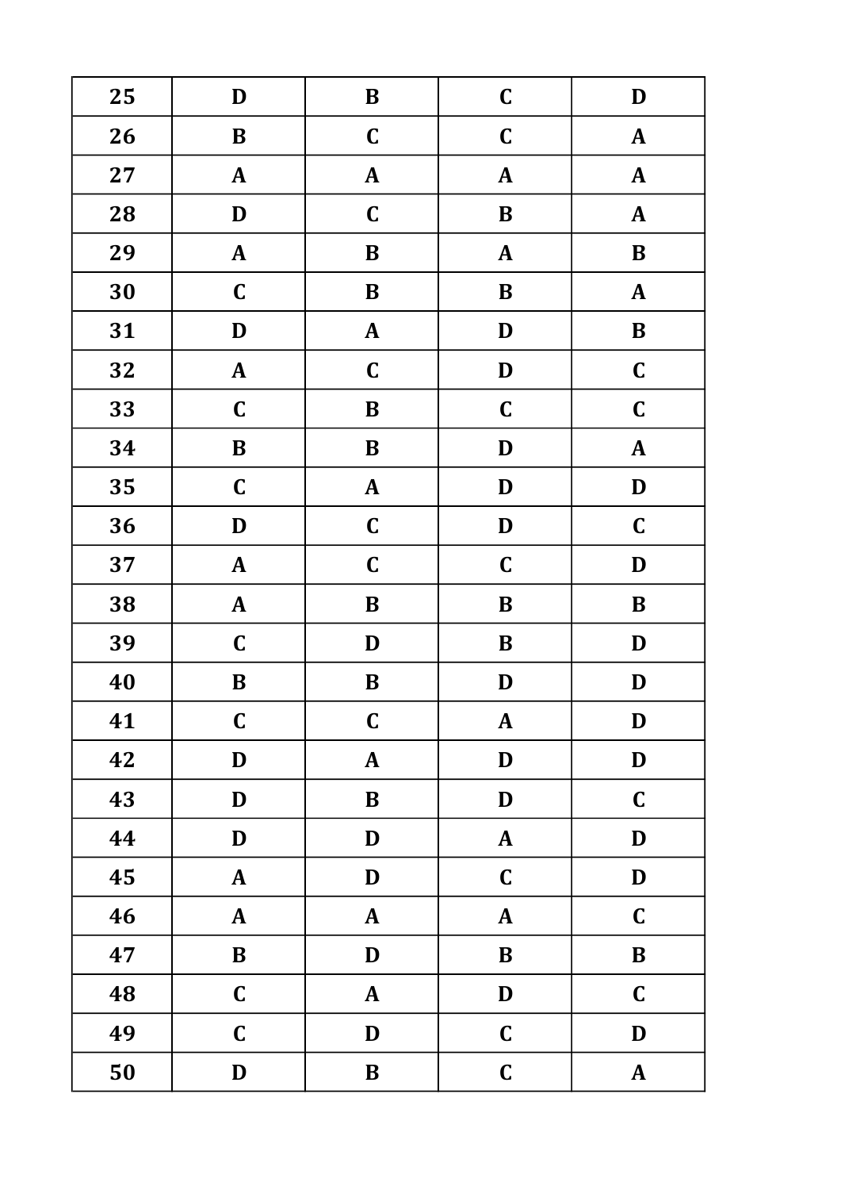| 25 | D | B | C | D |
|---|---|---|---|---|
| 26 | B | C | C | A |
| 27 | A | A | A | A |
| 28 | D | C | B | A |
| 29 | A | B | A | B |
| 30 | C | B | B | A |
| 31 | D | A | D | B |
| 32 | A | C | D | C |
| 33 | C | B | C | C |
| 34 | B | B | D | A |
| 35 | C | A | D | D |
| 36 | D | C | D | C |
| 37 | A | C | C | D |
| 38 | A | B | B | B |
| 39 | C | D | B | D |
| 40 | B | B | D | D |
| 41 | C | C | A | D |
| 42 | D | A | D | D |
| 43 | D | B | D | C |
| 44 | D | D | A | D |
| 45 | A | D | C | D |
| 46 | A | A | A | C |
| 47 | B | D | B | B |
| 48 | C | A | D | C |
| 49 | C | D | C | D |
| 50 | D | B | C | A |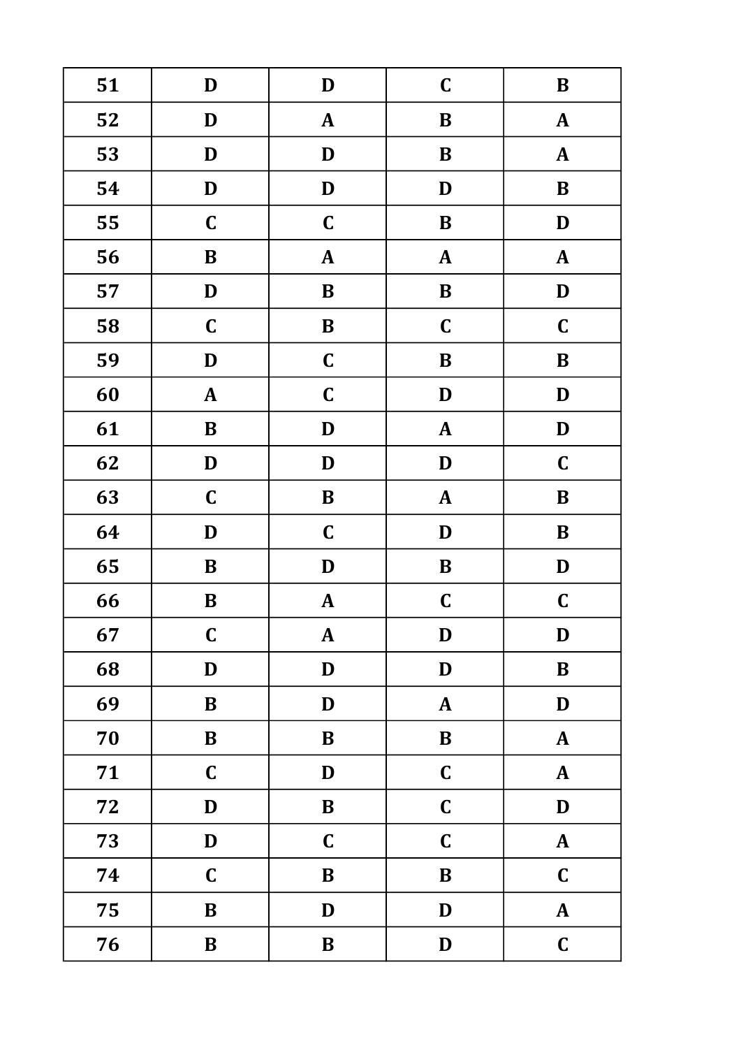| 51 | D | D | C | B |
|---|---|---|---|---|
| 52 | D | A | B | A |
| 53 | D | D | B | A |
| 54 | D | D | D | B |
| 55 | C | C | B | D |
| 56 | B | A | A | A |
| 57 | D | B | B | D |
| 58 | C | B | C | C |
| 59 | D | C | B | B |
| 60 | A | C | D | D |
| 61 | B | D | A | D |
| 62 | D | D | D | C |
| 63 | C | B | A | B |
| 64 | D | C | D | B |
| 65 | B | D | B | D |
| 66 | B | A | C | C |
| 67 | C | A | D | D |
| 68 | D | D | D | B |
| 69 | B | D | A | D |
| 70 | B | B | B | A |
| 71 | C | D | C | A |
| 72 | D | B | C | D |
| 73 | D | C | C | A |
| 74 | C | B | B | C |
| 75 | B | D | D | A |
| 76 | B | B | D | C |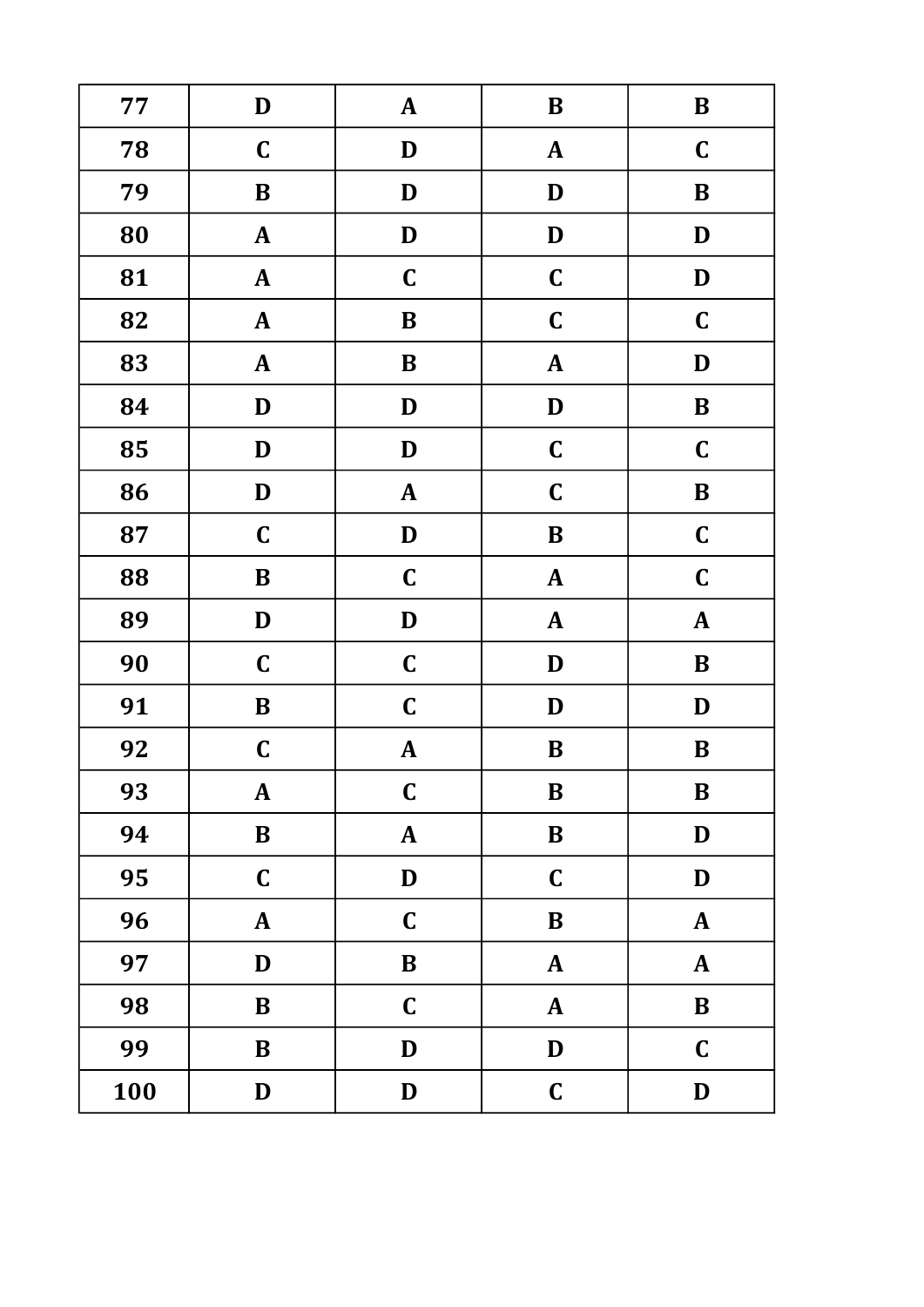| | | | | |
|---|---|---|---|---|
| 77 | D | A | B | B |
| 78 | C | D | A | C |
| 79 | B | D | D | B |
| 80 | A | D | D | D |
| 81 | A | C | C | D |
| 82 | A | B | C | C |
| 83 | A | B | A | D |
| 84 | D | D | D | B |
| 85 | D | D | C | C |
| 86 | D | A | C | B |
| 87 | C | D | B | C |
| 88 | B | C | A | C |
| 89 | D | D | A | A |
| 90 | C | C | D | B |
| 91 | B | C | D | D |
| 92 | C | A | B | B |
| 93 | A | C | B | B |
| 94 | B | A | B | D |
| 95 | C | D | C | D |
| 96 | A | C | B | A |
| 97 | D | B | A | A |
| 98 | B | C | A | B |
| 99 | B | D | D | C |
| 100 | D | D | C | D |